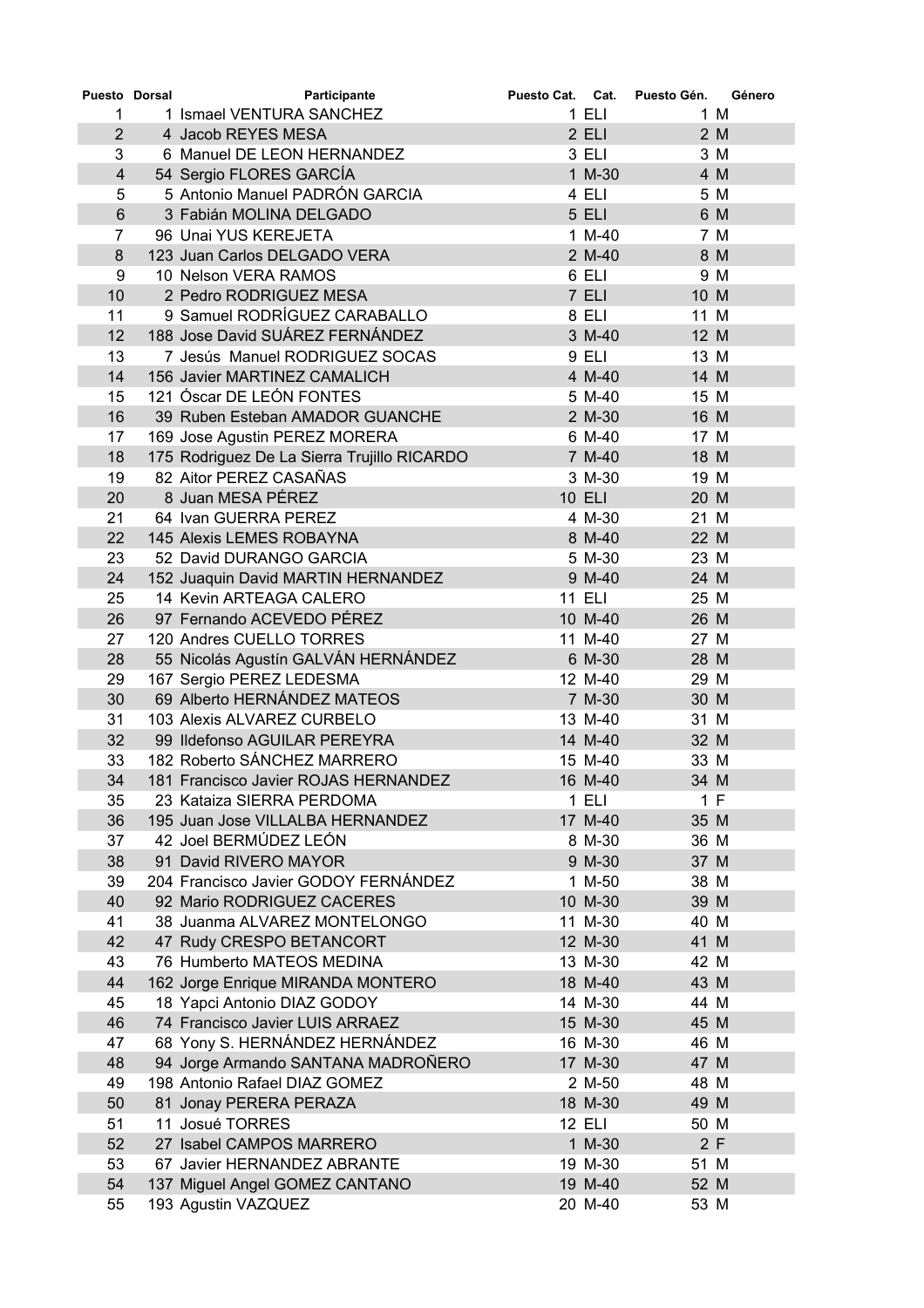| Puesto | Dorsal | Participante | Puesto Cat. | Cat. | Puesto Gén. | Género |
|---|---|---|---|---|---|---|
| 1 | 1 | Ismael VENTURA SANCHEZ | 1 | ELI | 1 | M |
| 2 | 4 | Jacob REYES MESA | 2 | ELI | 2 | M |
| 3 | 6 | Manuel DE LEON HERNANDEZ | 3 | ELI | 3 | M |
| 4 | 54 | Sergio FLORES GARCÍA | 1 | M-30 | 4 | M |
| 5 | 5 | Antonio Manuel PADRÓN GARCIA | 4 | ELI | 5 | M |
| 6 | 3 | Fabián MOLINA DELGADO | 5 | ELI | 6 | M |
| 7 | 96 | Unai YUS KEREJETA | 1 | M-40 | 7 | M |
| 8 | 123 | Juan Carlos DELGADO VERA | 2 | M-40 | 8 | M |
| 9 | 10 | Nelson VERA RAMOS | 6 | ELI | 9 | M |
| 10 | 2 | Pedro RODRIGUEZ MESA | 7 | ELI | 10 | M |
| 11 | 9 | Samuel RODRÍGUEZ CARABALLO | 8 | ELI | 11 | M |
| 12 | 188 | Jose David SUÁREZ FERNÁNDEZ | 3 | M-40 | 12 | M |
| 13 | 7 | Jesús Manuel RODRIGUEZ SOCAS | 9 | ELI | 13 | M |
| 14 | 156 | Javier MARTINEZ CAMALICH | 4 | M-40 | 14 | M |
| 15 | 121 | Óscar DE LEÓN FONTES | 5 | M-40 | 15 | M |
| 16 | 39 | Ruben Esteban AMADOR GUANCHE | 2 | M-30 | 16 | M |
| 17 | 169 | Jose Agustin PEREZ MORERA | 6 | M-40 | 17 | M |
| 18 | 175 | Rodriguez De La Sierra Trujillo RICARDO | 7 | M-40 | 18 | M |
| 19 | 82 | Aitor PEREZ CASAÑAS | 3 | M-30 | 19 | M |
| 20 | 8 | Juan MESA PÉREZ | 10 | ELI | 20 | M |
| 21 | 64 | Ivan GUERRA PEREZ | 4 | M-30 | 21 | M |
| 22 | 145 | Alexis LEMES ROBAYNA | 8 | M-40 | 22 | M |
| 23 | 52 | David DURANGO GARCIA | 5 | M-30 | 23 | M |
| 24 | 152 | Juaquin David MARTIN HERNANDEZ | 9 | M-40 | 24 | M |
| 25 | 14 | Kevin ARTEAGA CALERO | 11 | ELI | 25 | M |
| 26 | 97 | Fernando ACEVEDO PÉREZ | 10 | M-40 | 26 | M |
| 27 | 120 | Andres CUELLO TORRES | 11 | M-40 | 27 | M |
| 28 | 55 | Nicolás Agustín GALVÁN HERNÁNDEZ | 6 | M-30 | 28 | M |
| 29 | 167 | Sergio PEREZ LEDESMA | 12 | M-40 | 29 | M |
| 30 | 69 | Alberto HERNÁNDEZ MATEOS | 7 | M-30 | 30 | M |
| 31 | 103 | Alexis ALVAREZ CURBELO | 13 | M-40 | 31 | M |
| 32 | 99 | Ildefonso AGUILAR PEREYRA | 14 | M-40 | 32 | M |
| 33 | 182 | Roberto SÁNCHEZ MARRERO | 15 | M-40 | 33 | M |
| 34 | 181 | Francisco Javier ROJAS HERNANDEZ | 16 | M-40 | 34 | M |
| 35 | 23 | Kataiza SIERRA PERDOMA | 1 | ELI | 1 | F |
| 36 | 195 | Juan Jose VILLALBA HERNANDEZ | 17 | M-40 | 35 | M |
| 37 | 42 | Joel BERMÚDEZ LEÓN | 8 | M-30 | 36 | M |
| 38 | 91 | David RIVERO MAYOR | 9 | M-30 | 37 | M |
| 39 | 204 | Francisco Javier GODOY FERNÁNDEZ | 1 | M-50 | 38 | M |
| 40 | 92 | Mario RODRIGUEZ CACERES | 10 | M-30 | 39 | M |
| 41 | 38 | Juanma ALVAREZ MONTELONGO | 11 | M-30 | 40 | M |
| 42 | 47 | Rudy CRESPO BETANCORT | 12 | M-30 | 41 | M |
| 43 | 76 | Humberto MATEOS MEDINA | 13 | M-30 | 42 | M |
| 44 | 162 | Jorge Enrique MIRANDA MONTERO | 18 | M-40 | 43 | M |
| 45 | 18 | Yapci Antonio DIAZ GODOY | 14 | M-30 | 44 | M |
| 46 | 74 | Francisco Javier LUIS ARRAEZ | 15 | M-30 | 45 | M |
| 47 | 68 | Yony S. HERNÁNDEZ HERNÁNDEZ | 16 | M-30 | 46 | M |
| 48 | 94 | Jorge Armando SANTANA MADROÑERO | 17 | M-30 | 47 | M |
| 49 | 198 | Antonio Rafael DIAZ GOMEZ | 2 | M-50 | 48 | M |
| 50 | 81 | Jonay PERERA PERAZA | 18 | M-30 | 49 | M |
| 51 | 11 | Josué TORRES | 12 | ELI | 50 | M |
| 52 | 27 | Isabel CAMPOS MARRERO | 1 | M-30 | 2 | F |
| 53 | 67 | Javier HERNANDEZ ABRANTE | 19 | M-30 | 51 | M |
| 54 | 137 | Miguel Angel GOMEZ CANTANO | 19 | M-40 | 52 | M |
| 55 | 193 | Agustin VAZQUEZ | 20 | M-40 | 53 | M |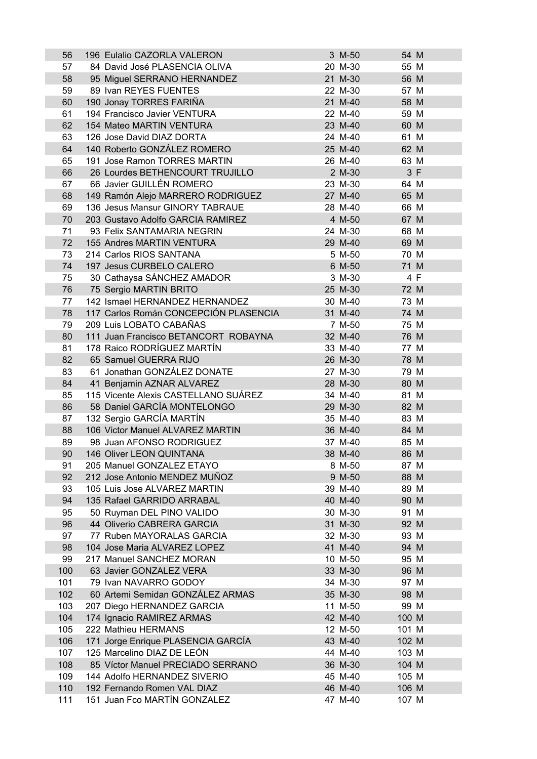| | | | | | | |
|---|---|---|---|---|---|---|
| 56 | 196 | Eulalio CAZORLA VALERON | 3 | M-50 | 54 | M |
| 57 | 84 | David José PLASENCIA OLIVA | 20 | M-30 | 55 | M |
| 58 | 95 | Miguel SERRANO HERNANDEZ | 21 | M-30 | 56 | M |
| 59 | 89 | Ivan REYES FUENTES | 22 | M-30 | 57 | M |
| 60 | 190 | Jonay TORRES FARIÑA | 21 | M-40 | 58 | M |
| 61 | 194 | Francisco Javier VENTURA | 22 | M-40 | 59 | M |
| 62 | 154 | Mateo MARTIN VENTURA | 23 | M-40 | 60 | M |
| 63 | 126 | Jose David DIAZ DORTA | 24 | M-40 | 61 | M |
| 64 | 140 | Roberto GONZÁLEZ ROMERO | 25 | M-40 | 62 | M |
| 65 | 191 | Jose Ramon TORRES MARTIN | 26 | M-40 | 63 | M |
| 66 | 26 | Lourdes BETHENCOURT TRUJILLO | 2 | M-30 | 3 | F |
| 67 | 66 | Javier GUILLÉN ROMERO | 23 | M-30 | 64 | M |
| 68 | 149 | Ramón Alejo MARRERO RODRIGUEZ | 27 | M-40 | 65 | M |
| 69 | 136 | Jesus Mansur GINORY TABRAUE | 28 | M-40 | 66 | M |
| 70 | 203 | Gustavo Adolfo GARCIA RAMIREZ | 4 | M-50 | 67 | M |
| 71 | 93 | Felix SANTAMARIA NEGRIN | 24 | M-30 | 68 | M |
| 72 | 155 | Andres MARTIN VENTURA | 29 | M-40 | 69 | M |
| 73 | 214 | Carlos RIOS SANTANA | 5 | M-50 | 70 | M |
| 74 | 197 | Jesus CURBELO CALERO | 6 | M-50 | 71 | M |
| 75 | 30 | Cathaysa SÁNCHEZ AMADOR | 3 | M-30 | 4 | F |
| 76 | 75 | Sergio MARTIN BRITO | 25 | M-30 | 72 | M |
| 77 | 142 | Ismael HERNANDEZ HERNANDEZ | 30 | M-40 | 73 | M |
| 78 | 117 | Carlos Román CONCEPCIÓN PLASENCIA | 31 | M-40 | 74 | M |
| 79 | 209 | Luis LOBATO CABAÑAS | 7 | M-50 | 75 | M |
| 80 | 111 | Juan Francisco BETANCORT ROBAYNA | 32 | M-40 | 76 | M |
| 81 | 178 | Raico RODRÍGUEZ MARTÍN | 33 | M-40 | 77 | M |
| 82 | 65 | Samuel GUERRA RIJO | 26 | M-30 | 78 | M |
| 83 | 61 | Jonathan GONZÁLEZ DONATE | 27 | M-30 | 79 | M |
| 84 | 41 | Benjamin AZNAR ALVAREZ | 28 | M-30 | 80 | M |
| 85 | 115 | Vicente Alexis CASTELLANO SUÁREZ | 34 | M-40 | 81 | M |
| 86 | 58 | Daniel GARCÍA MONTELONGO | 29 | M-30 | 82 | M |
| 87 | 132 | Sergio GARCÍA MARTÍN | 35 | M-40 | 83 | M |
| 88 | 106 | Victor Manuel ALVAREZ MARTIN | 36 | M-40 | 84 | M |
| 89 | 98 | Juan AFONSO RODRIGUEZ | 37 | M-40 | 85 | M |
| 90 | 146 | Oliver LEON QUINTANA | 38 | M-40 | 86 | M |
| 91 | 205 | Manuel GONZALEZ ETAYO | 8 | M-50 | 87 | M |
| 92 | 212 | Jose Antonio MENDEZ MUÑOZ | 9 | M-50 | 88 | M |
| 93 | 105 | Luis Jose ALVAREZ MARTIN | 39 | M-40 | 89 | M |
| 94 | 135 | Rafael GARRIDO ARRABAL | 40 | M-40 | 90 | M |
| 95 | 50 | Ruyman DEL PINO VALIDO | 30 | M-30 | 91 | M |
| 96 | 44 | Oliverio CABRERA GARCIA | 31 | M-30 | 92 | M |
| 97 | 77 | Ruben MAYORALAS GARCIA | 32 | M-30 | 93 | M |
| 98 | 104 | Jose Maria ALVAREZ LOPEZ | 41 | M-40 | 94 | M |
| 99 | 217 | Manuel SANCHEZ MORAN | 10 | M-50 | 95 | M |
| 100 | 63 | Javier GONZALEZ VERA | 33 | M-30 | 96 | M |
| 101 | 79 | Ivan NAVARRO GODOY | 34 | M-30 | 97 | M |
| 102 | 60 | Artemi Semidan GONZÁLEZ ARMAS | 35 | M-30 | 98 | M |
| 103 | 207 | Diego HERNANDEZ GARCIA | 11 | M-50 | 99 | M |
| 104 | 174 | Ignacio RAMIREZ ARMAS | 42 | M-40 | 100 | M |
| 105 | 222 | Mathieu HERMANS | 12 | M-50 | 101 | M |
| 106 | 171 | Jorge Enrique PLASENCIA GARCÍA | 43 | M-40 | 102 | M |
| 107 | 125 | Marcelino DIAZ DE LEÓN | 44 | M-40 | 103 | M |
| 108 | 85 | Víctor Manuel PRECIADO SERRANO | 36 | M-30 | 104 | M |
| 109 | 144 | Adolfo HERNANDEZ SIVERIO | 45 | M-40 | 105 | M |
| 110 | 192 | Fernando Romen VAL DIAZ | 46 | M-40 | 106 | M |
| 111 | 151 | Juan Fco MARTÍN GONZALEZ | 47 | M-40 | 107 | M |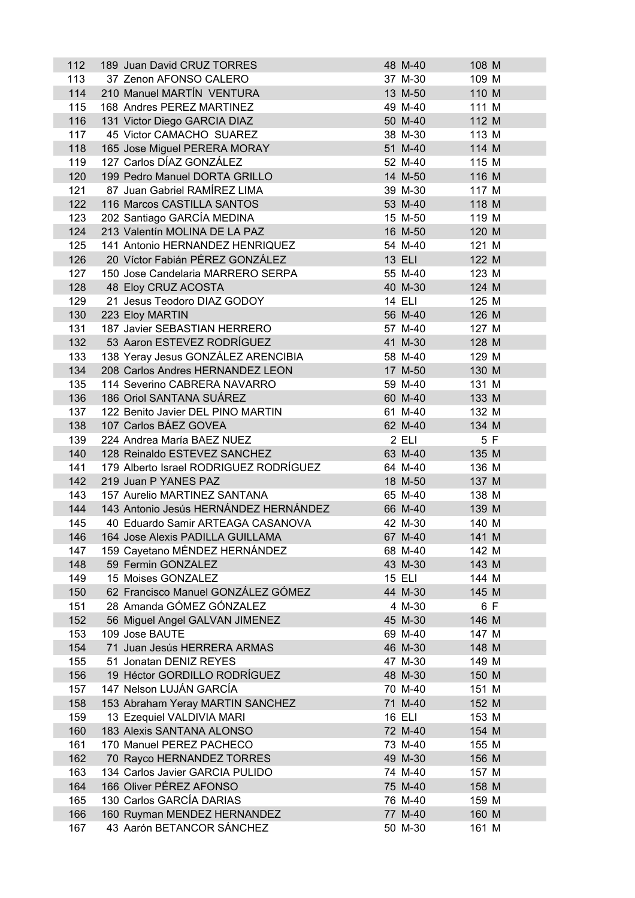| | | | | | | | |
|---|---|---|---|---|---|---|---|
| 112 | 189 | Juan David CRUZ TORRES | 48 | M-40 | 108 | M |
| 113 | 37 | Zenon AFONSO CALERO | 37 | M-30 | 109 | M |
| 114 | 210 | Manuel MARTÍN VENTURA | 13 | M-50 | 110 | M |
| 115 | 168 | Andres PEREZ MARTINEZ | 49 | M-40 | 111 | M |
| 116 | 131 | Victor Diego GARCIA DIAZ | 50 | M-40 | 112 | M |
| 117 | 45 | Victor CAMACHO SUAREZ | 38 | M-30 | 113 | M |
| 118 | 165 | Jose Miguel PERERA MORAY | 51 | M-40 | 114 | M |
| 119 | 127 | Carlos DÍAZ GONZÁLEZ | 52 | M-40 | 115 | M |
| 120 | 199 | Pedro Manuel DORTA GRILLO | 14 | M-50 | 116 | M |
| 121 | 87 | Juan Gabriel RAMÍREZ LIMA | 39 | M-30 | 117 | M |
| 122 | 116 | Marcos CASTILLA SANTOS | 53 | M-40 | 118 | M |
| 123 | 202 | Santiago GARCÍA MEDINA | 15 | M-50 | 119 | M |
| 124 | 213 | Valentín MOLINA DE LA PAZ | 16 | M-50 | 120 | M |
| 125 | 141 | Antonio HERNANDEZ HENRIQUEZ | 54 | M-40 | 121 | M |
| 126 | 20 | Víctor Fabián PÉREZ GONZÁLEZ | 13 | ELI | 122 | M |
| 127 | 150 | Jose Candelaria MARRERO SERPA | 55 | M-40 | 123 | M |
| 128 | 48 | Eloy CRUZ ACOSTA | 40 | M-30 | 124 | M |
| 129 | 21 | Jesus Teodoro DIAZ GODOY | 14 | ELI | 125 | M |
| 130 | 223 | Eloy MARTIN | 56 | M-40 | 126 | M |
| 131 | 187 | Javier SEBASTIAN HERRERO | 57 | M-40 | 127 | M |
| 132 | 53 | Aaron ESTEVEZ RODRÍGUEZ | 41 | M-30 | 128 | M |
| 133 | 138 | Yeray Jesus GONZÁLEZ ARENCIBIA | 58 | M-40 | 129 | M |
| 134 | 208 | Carlos Andres HERNANDEZ LEON | 17 | M-50 | 130 | M |
| 135 | 114 | Severino CABRERA NAVARRO | 59 | M-40 | 131 | M |
| 136 | 186 | Oriol SANTANA SUÁREZ | 60 | M-40 | 133 | M |
| 137 | 122 | Benito Javier DEL PINO MARTIN | 61 | M-40 | 132 | M |
| 138 | 107 | Carlos BÁEZ GOVEA | 62 | M-40 | 134 | M |
| 139 | 224 | Andrea María BAEZ NUEZ | 2 | ELI | 5 | F |
| 140 | 128 | Reinaldo ESTEVEZ SANCHEZ | 63 | M-40 | 135 | M |
| 141 | 179 | Alberto Israel RODRIGUEZ RODRÍGUEZ | 64 | M-40 | 136 | M |
| 142 | 219 | Juan P YANES PAZ | 18 | M-50 | 137 | M |
| 143 | 157 | Aurelio MARTINEZ SANTANA | 65 | M-40 | 138 | M |
| 144 | 143 | Antonio Jesús HERNÁNDEZ HERNÁNDEZ | 66 | M-40 | 139 | M |
| 145 | 40 | Eduardo Samir ARTEAGA CASANOVA | 42 | M-30 | 140 | M |
| 146 | 164 | Jose Alexis PADILLA GUILLAMA | 67 | M-40 | 141 | M |
| 147 | 159 | Cayetano MÉNDEZ HERNÁNDEZ | 68 | M-40 | 142 | M |
| 148 | 59 | Fermin GONZALEZ | 43 | M-30 | 143 | M |
| 149 | 15 | Moises GONZALEZ | 15 | ELI | 144 | M |
| 150 | 62 | Francisco Manuel GONZÁLEZ GÓMEZ | 44 | M-30 | 145 | M |
| 151 | 28 | Amanda GÓMEZ GÓNZALEZ | 4 | M-30 | 6 | F |
| 152 | 56 | Miguel Angel GALVAN JIMENEZ | 45 | M-30 | 146 | M |
| 153 | 109 | Jose BAUTE | 69 | M-40 | 147 | M |
| 154 | 71 | Juan Jesús HERRERA ARMAS | 46 | M-30 | 148 | M |
| 155 | 51 | Jonatan DENIZ REYES | 47 | M-30 | 149 | M |
| 156 | 19 | Héctor GORDILLO RODRÍGUEZ | 48 | M-30 | 150 | M |
| 157 | 147 | Nelson LUJÁN GARCÍA | 70 | M-40 | 151 | M |
| 158 | 153 | Abraham Yeray MARTIN SANCHEZ | 71 | M-40 | 152 | M |
| 159 | 13 | Ezequiel VALDIVIA MARI | 16 | ELI | 153 | M |
| 160 | 183 | Alexis SANTANA ALONSO | 72 | M-40 | 154 | M |
| 161 | 170 | Manuel PEREZ PACHECO | 73 | M-40 | 155 | M |
| 162 | 70 | Rayco HERNANDEZ TORRES | 49 | M-30 | 156 | M |
| 163 | 134 | Carlos Javier GARCIA PULIDO | 74 | M-40 | 157 | M |
| 164 | 166 | Oliver PÉREZ AFONSO | 75 | M-40 | 158 | M |
| 165 | 130 | Carlos GARCÍA DARIAS | 76 | M-40 | 159 | M |
| 166 | 160 | Ruyman MENDEZ HERNANDEZ | 77 | M-40 | 160 | M |
| 167 | 43 | Aarón BETANCOR SÁNCHEZ | 50 | M-30 | 161 | M |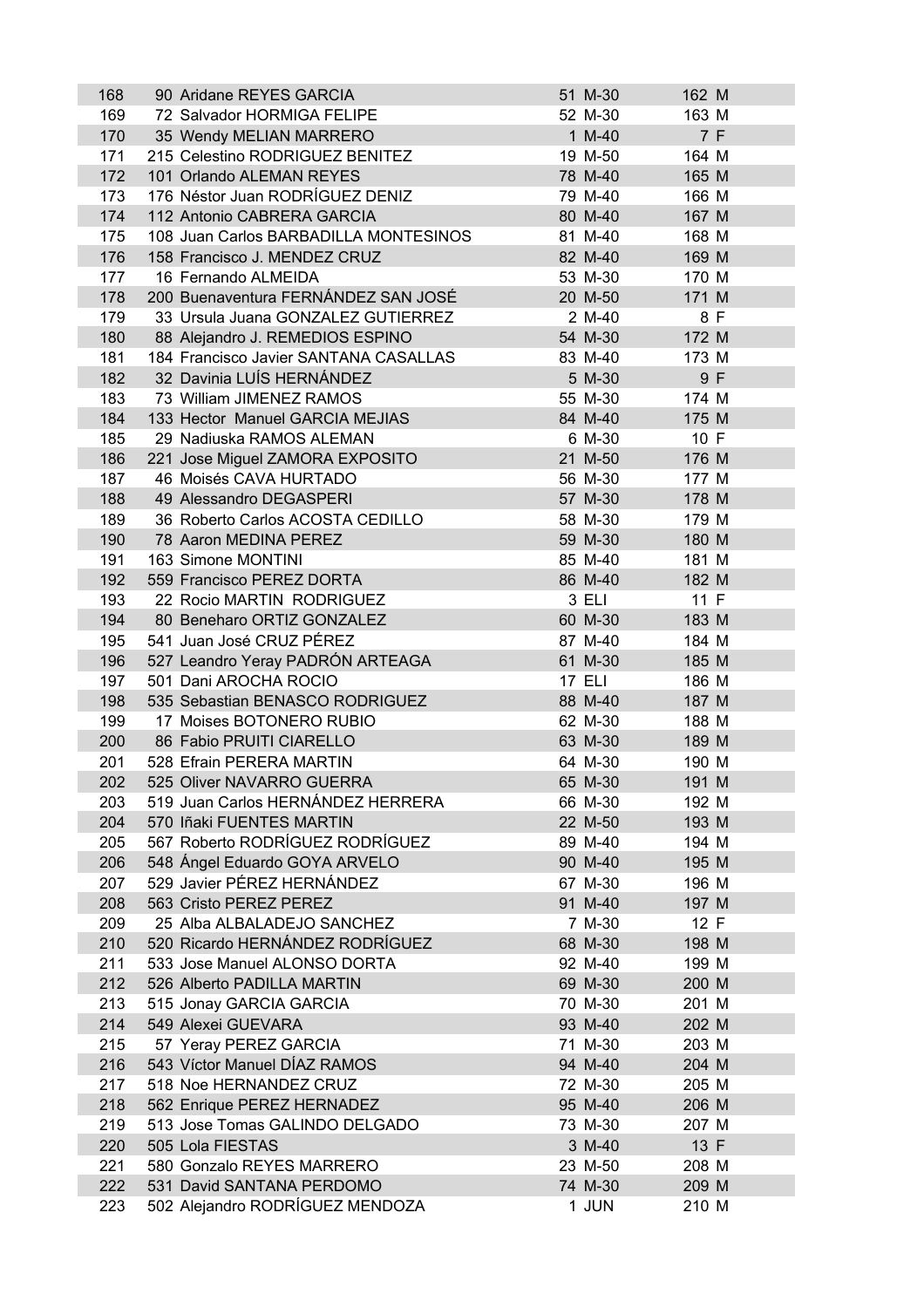| | | | | | | |
|---|---|---|---|---|---|---|
| 168 | 90 | Aridane REYES GARCIA | 51 | M-30 | 162 | M |
| 169 | 72 | Salvador HORMIGA FELIPE | 52 | M-30 | 163 | M |
| 170 | 35 | Wendy MELIAN MARRERO | 1 | M-40 | 7 | F |
| 171 | 215 | Celestino RODRIGUEZ BENITEZ | 19 | M-50 | 164 | M |
| 172 | 101 | Orlando ALEMAN REYES | 78 | M-40 | 165 | M |
| 173 | 176 | Néstor Juan RODRÍGUEZ DENIZ | 79 | M-40 | 166 | M |
| 174 | 112 | Antonio CABRERA GARCIA | 80 | M-40 | 167 | M |
| 175 | 108 | Juan Carlos BARBADILLA MONTESINOS | 81 | M-40 | 168 | M |
| 176 | 158 | Francisco J. MENDEZ CRUZ | 82 | M-40 | 169 | M |
| 177 | 16 | Fernando ALMEIDA | 53 | M-30 | 170 | M |
| 178 | 200 | Buenaventura FERNÁNDEZ SAN JOSÉ | 20 | M-50 | 171 | M |
| 179 | 33 | Ursula Juana GONZALEZ GUTIERREZ | 2 | M-40 | 8 | F |
| 180 | 88 | Alejandro J. REMEDIOS ESPINO | 54 | M-30 | 172 | M |
| 181 | 184 | Francisco Javier SANTANA CASALLAS | 83 | M-40 | 173 | M |
| 182 | 32 | Davinia LUÍS HERNÁNDEZ | 5 | M-30 | 9 | F |
| 183 | 73 | William JIMENEZ RAMOS | 55 | M-30 | 174 | M |
| 184 | 133 | Hector Manuel GARCIA MEJIAS | 84 | M-40 | 175 | M |
| 185 | 29 | Nadiuska RAMOS ALEMAN | 6 | M-30 | 10 | F |
| 186 | 221 | Jose Miguel ZAMORA EXPOSITO | 21 | M-50 | 176 | M |
| 187 | 46 | Moisés CAVA HURTADO | 56 | M-30 | 177 | M |
| 188 | 49 | Alessandro DEGASPERI | 57 | M-30 | 178 | M |
| 189 | 36 | Roberto Carlos ACOSTA CEDILLO | 58 | M-30 | 179 | M |
| 190 | 78 | Aaron MEDINA PEREZ | 59 | M-30 | 180 | M |
| 191 | 163 | Simone MONTINI | 85 | M-40 | 181 | M |
| 192 | 559 | Francisco PEREZ DORTA | 86 | M-40 | 182 | M |
| 193 | 22 | Rocio MARTIN RODRIGUEZ | 3 | ELI | 11 | F |
| 194 | 80 | Beneharo ORTIZ GONZALEZ | 60 | M-30 | 183 | M |
| 195 | 541 | Juan José CRUZ PÉREZ | 87 | M-40 | 184 | M |
| 196 | 527 | Leandro Yeray PADRÓN ARTEAGA | 61 | M-30 | 185 | M |
| 197 | 501 | Dani AROCHA ROCIO | 17 | ELI | 186 | M |
| 198 | 535 | Sebastian BENASCO RODRIGUEZ | 88 | M-40 | 187 | M |
| 199 | 17 | Moises BOTONERO RUBIO | 62 | M-30 | 188 | M |
| 200 | 86 | Fabio PRUITI CIARELLO | 63 | M-30 | 189 | M |
| 201 | 528 | Efrain PERERA MARTIN | 64 | M-30 | 190 | M |
| 202 | 525 | Oliver NAVARRO GUERRA | 65 | M-30 | 191 | M |
| 203 | 519 | Juan Carlos HERNÁNDEZ HERRERA | 66 | M-30 | 192 | M |
| 204 | 570 | Iñaki FUENTES MARTIN | 22 | M-50 | 193 | M |
| 205 | 567 | Roberto RODRÍGUEZ RODRÍGUEZ | 89 | M-40 | 194 | M |
| 206 | 548 | Ángel Eduardo GOYA ARVELO | 90 | M-40 | 195 | M |
| 207 | 529 | Javier PÉREZ HERNÁNDEZ | 67 | M-30 | 196 | M |
| 208 | 563 | Cristo PEREZ PEREZ | 91 | M-40 | 197 | M |
| 209 | 25 | Alba ALBALADEJO SANCHEZ | 7 | M-30 | 12 | F |
| 210 | 520 | Ricardo HERNÁNDEZ RODRÍGUEZ | 68 | M-30 | 198 | M |
| 211 | 533 | Jose Manuel ALONSO DORTA | 92 | M-40 | 199 | M |
| 212 | 526 | Alberto PADILLA MARTIN | 69 | M-30 | 200 | M |
| 213 | 515 | Jonay GARCIA GARCIA | 70 | M-30 | 201 | M |
| 214 | 549 | Alexei GUEVARA | 93 | M-40 | 202 | M |
| 215 | 57 | Yeray PEREZ GARCIA | 71 | M-30 | 203 | M |
| 216 | 543 | Víctor Manuel DÍAZ RAMOS | 94 | M-40 | 204 | M |
| 217 | 518 | Noe HERNANDEZ CRUZ | 72 | M-30 | 205 | M |
| 218 | 562 | Enrique PEREZ HERNADEZ | 95 | M-40 | 206 | M |
| 219 | 513 | Jose Tomas GALINDO DELGADO | 73 | M-30 | 207 | M |
| 220 | 505 | Lola FIESTAS | 3 | M-40 | 13 | F |
| 221 | 580 | Gonzalo REYES MARRERO | 23 | M-50 | 208 | M |
| 222 | 531 | David SANTANA PERDOMO | 74 | M-30 | 209 | M |
| 223 | 502 | Alejandro RODRÍGUEZ MENDOZA | 1 | JUN | 210 | M |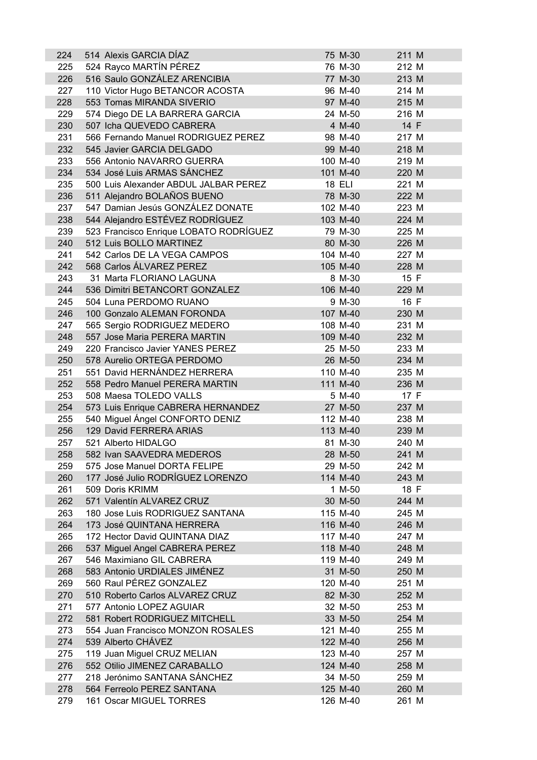| | | | | | | |
|---|---|---|---|---|---|---|
| 224 | 514 | Alexis GARCIA DÍAZ | 75 | M-30 | 211 | M |
| 225 | 524 | Rayco MARTÍN PÉREZ | 76 | M-30 | 212 | M |
| 226 | 516 | Saulo GONZÁLEZ ARENCIBIA | 77 | M-30 | 213 | M |
| 227 | 110 | Victor Hugo BETANCOR ACOSTA | 96 | M-40 | 214 | M |
| 228 | 553 | Tomas MIRANDA SIVERIO | 97 | M-40 | 215 | M |
| 229 | 574 | Diego DE LA BARRERA GARCIA | 24 | M-50 | 216 | M |
| 230 | 507 | Icha QUEVEDO CABRERA | 4 | M-40 | 14 | F |
| 231 | 566 | Fernando Manuel RODRIGUEZ PEREZ | 98 | M-40 | 217 | M |
| 232 | 545 | Javier GARCIA DELGADO | 99 | M-40 | 218 | M |
| 233 | 556 | Antonio NAVARRO GUERRA | 100 | M-40 | 219 | M |
| 234 | 534 | José Luis ARMAS SÁNCHEZ | 101 | M-40 | 220 | M |
| 235 | 500 | Luis Alexander ABDUL JALBAR PEREZ | 18 | ELI | 221 | M |
| 236 | 511 | Alejandro BOLAÑOS BUENO | 78 | M-30 | 222 | M |
| 237 | 547 | Damian Jesús GONZÁLEZ DONATE | 102 | M-40 | 223 | M |
| 238 | 544 | Alejandro ESTÉVEZ RODRÍGUEZ | 103 | M-40 | 224 | M |
| 239 | 523 | Francisco Enrique LOBATO RODRÍGUEZ | 79 | M-30 | 225 | M |
| 240 | 512 | Luis BOLLO MARTINEZ | 80 | M-30 | 226 | M |
| 241 | 542 | Carlos DE LA VEGA CAMPOS | 104 | M-40 | 227 | M |
| 242 | 568 | Carlos ÁLVAREZ PEREZ | 105 | M-40 | 228 | M |
| 243 | 31 | Marta FLORIANO LAGUNA | 8 | M-30 | 15 | F |
| 244 | 536 | Dimitri BETANCORT GONZALEZ | 106 | M-40 | 229 | M |
| 245 | 504 | Luna PERDOMO RUANO | 9 | M-30 | 16 | F |
| 246 | 100 | Gonzalo ALEMAN FORONDA | 107 | M-40 | 230 | M |
| 247 | 565 | Sergio RODRIGUEZ MEDERO | 108 | M-40 | 231 | M |
| 248 | 557 | Jose Maria PERERA MARTIN | 109 | M-40 | 232 | M |
| 249 | 220 | Francisco Javier YANES PEREZ | 25 | M-50 | 233 | M |
| 250 | 578 | Aurelio ORTEGA PERDOMO | 26 | M-50 | 234 | M |
| 251 | 551 | David HERNÁNDEZ HERRERA | 110 | M-40 | 235 | M |
| 252 | 558 | Pedro Manuel PERERA MARTIN | 111 | M-40 | 236 | M |
| 253 | 508 | Maesa TOLEDO VALLS | 5 | M-40 | 17 | F |
| 254 | 573 | Luis Enrique CABRERA HERNANDEZ | 27 | M-50 | 237 | M |
| 255 | 540 | Miguel Ángel CONFORTO DENIZ | 112 | M-40 | 238 | M |
| 256 | 129 | David FERRERA ARIAS | 113 | M-40 | 239 | M |
| 257 | 521 | Alberto HIDALGO | 81 | M-30 | 240 | M |
| 258 | 582 | Ivan SAAVEDRA MEDEROS | 28 | M-50 | 241 | M |
| 259 | 575 | Jose Manuel DORTA FELIPE | 29 | M-50 | 242 | M |
| 260 | 177 | José Julio RODRÍGUEZ LORENZO | 114 | M-40 | 243 | M |
| 261 | 509 | Doris KRIMM | 1 | M-50 | 18 | F |
| 262 | 571 | Valentín ALVAREZ CRUZ | 30 | M-50 | 244 | M |
| 263 | 180 | Jose Luis RODRIGUEZ SANTANA | 115 | M-40 | 245 | M |
| 264 | 173 | José QUINTANA HERRERA | 116 | M-40 | 246 | M |
| 265 | 172 | Hector David QUINTANA DIAZ | 117 | M-40 | 247 | M |
| 266 | 537 | Miguel Angel CABRERA PEREZ | 118 | M-40 | 248 | M |
| 267 | 546 | Maximiano GIL CABRERA | 119 | M-40 | 249 | M |
| 268 | 583 | Antonio URDIALES JIMÉNEZ | 31 | M-50 | 250 | M |
| 269 | 560 | Raul PÉREZ GONZALEZ | 120 | M-40 | 251 | M |
| 270 | 510 | Roberto Carlos ALVAREZ CRUZ | 82 | M-30 | 252 | M |
| 271 | 577 | Antonio LOPEZ AGUIAR | 32 | M-50 | 253 | M |
| 272 | 581 | Robert RODRIGUEZ MITCHELL | 33 | M-50 | 254 | M |
| 273 | 554 | Juan Francisco MONZON ROSALES | 121 | M-40 | 255 | M |
| 274 | 539 | Alberto CHÁVEZ | 122 | M-40 | 256 | M |
| 275 | 119 | Juan Miguel CRUZ MELIAN | 123 | M-40 | 257 | M |
| 276 | 552 | Otilio JIMENEZ CARABALLO | 124 | M-40 | 258 | M |
| 277 | 218 | Jerónimo SANTANA SÁNCHEZ | 34 | M-50 | 259 | M |
| 278 | 564 | Ferreolo PEREZ SANTANA | 125 | M-40 | 260 | M |
| 279 | 161 | Oscar MIGUEL TORRES | 126 | M-40 | 261 | M |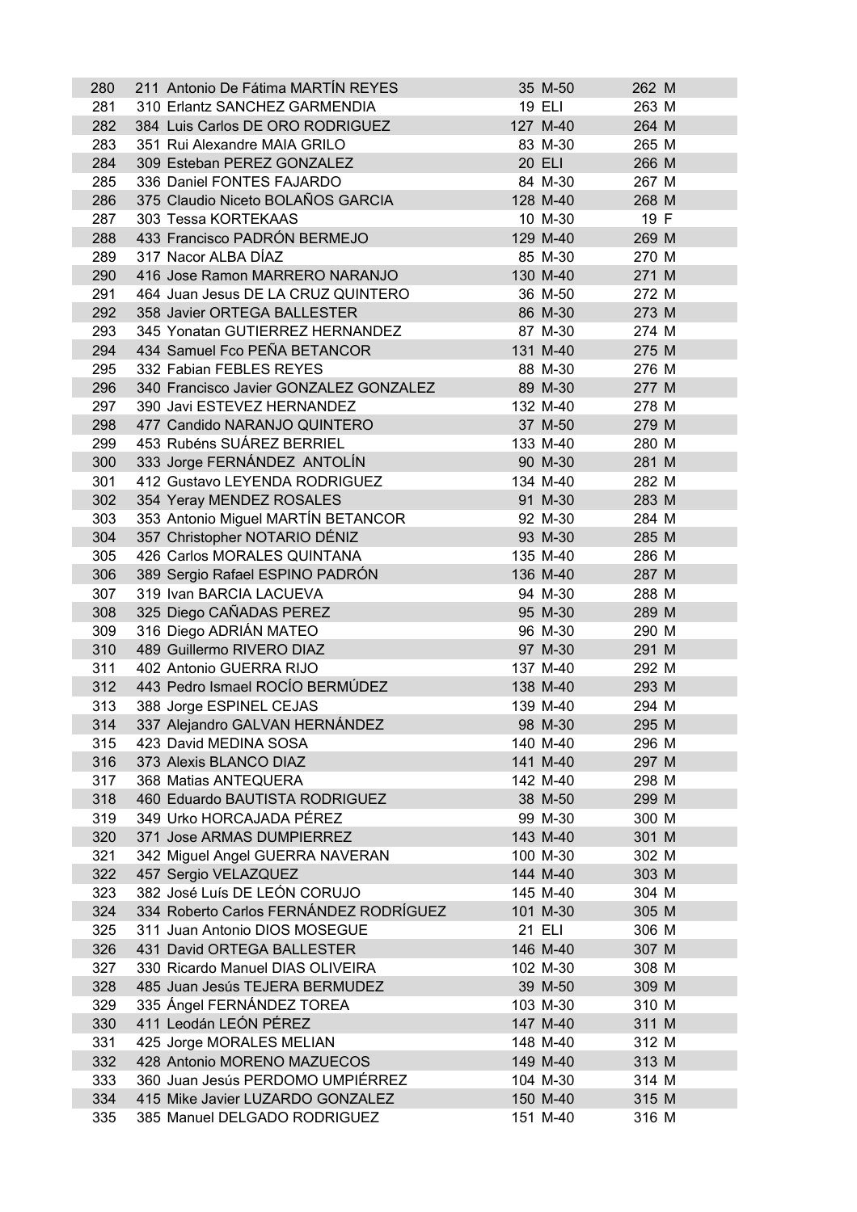| | | | | | | |
|---|---|---|---|---|---|---|
| 280 | 211 | Antonio De Fátima MARTÍN REYES | 35 | M-50 | 262 | M |
| 281 | 310 | Erlantz SANCHEZ GARMENDIA | 19 | ELI | 263 | M |
| 282 | 384 | Luis Carlos DE ORO RODRIGUEZ | 127 | M-40 | 264 | M |
| 283 | 351 | Rui Alexandre MAIA GRILO | 83 | M-30 | 265 | M |
| 284 | 309 | Esteban PEREZ GONZALEZ | 20 | ELI | 266 | M |
| 285 | 336 | Daniel FONTES FAJARDO | 84 | M-30 | 267 | M |
| 286 | 375 | Claudio Niceto BOLAÑOS GARCIA | 128 | M-40 | 268 | M |
| 287 | 303 | Tessa KORTEKAAS | 10 | M-30 | 19 | F |
| 288 | 433 | Francisco PADRÓN BERMEJO | 129 | M-40 | 269 | M |
| 289 | 317 | Nacor ALBA DÍAZ | 85 | M-30 | 270 | M |
| 290 | 416 | Jose Ramon MARRERO NARANJO | 130 | M-40 | 271 | M |
| 291 | 464 | Juan Jesus DE LA CRUZ QUINTERO | 36 | M-50 | 272 | M |
| 292 | 358 | Javier ORTEGA BALLESTER | 86 | M-30 | 273 | M |
| 293 | 345 | Yonatan GUTIERREZ HERNANDEZ | 87 | M-30 | 274 | M |
| 294 | 434 | Samuel Fco PEÑA BETANCOR | 131 | M-40 | 275 | M |
| 295 | 332 | Fabian FEBLES REYES | 88 | M-30 | 276 | M |
| 296 | 340 | Francisco Javier GONZALEZ GONZALEZ | 89 | M-30 | 277 | M |
| 297 | 390 | Javi ESTEVEZ HERNANDEZ | 132 | M-40 | 278 | M |
| 298 | 477 | Candido NARANJO QUINTERO | 37 | M-50 | 279 | M |
| 299 | 453 | Rubéns SUÁREZ BERRIEL | 133 | M-40 | 280 | M |
| 300 | 333 | Jorge FERNÁNDEZ ANTOLÍN | 90 | M-30 | 281 | M |
| 301 | 412 | Gustavo LEYENDA RODRIGUEZ | 134 | M-40 | 282 | M |
| 302 | 354 | Yeray MENDEZ ROSALES | 91 | M-30 | 283 | M |
| 303 | 353 | Antonio Miguel MARTÍN BETANCOR | 92 | M-30 | 284 | M |
| 304 | 357 | Christopher NOTARIO DÉNIZ | 93 | M-30 | 285 | M |
| 305 | 426 | Carlos MORALES QUINTANA | 135 | M-40 | 286 | M |
| 306 | 389 | Sergio Rafael ESPINO PADRÓN | 136 | M-40 | 287 | M |
| 307 | 319 | Ivan BARCIA LACUEVA | 94 | M-30 | 288 | M |
| 308 | 325 | Diego CAÑADAS PEREZ | 95 | M-30 | 289 | M |
| 309 | 316 | Diego ADRIÁN MATEO | 96 | M-30 | 290 | M |
| 310 | 489 | Guillermo RIVERO DIAZ | 97 | M-30 | 291 | M |
| 311 | 402 | Antonio GUERRA RIJO | 137 | M-40 | 292 | M |
| 312 | 443 | Pedro Ismael ROCÍO BERMÚDEZ | 138 | M-40 | 293 | M |
| 313 | 388 | Jorge ESPINEL CEJAS | 139 | M-40 | 294 | M |
| 314 | 337 | Alejandro GALVAN HERNÁNDEZ | 98 | M-30 | 295 | M |
| 315 | 423 | David MEDINA SOSA | 140 | M-40 | 296 | M |
| 316 | 373 | Alexis BLANCO DIAZ | 141 | M-40 | 297 | M |
| 317 | 368 | Matias ANTEQUERA | 142 | M-40 | 298 | M |
| 318 | 460 | Eduardo BAUTISTA RODRIGUEZ | 38 | M-50 | 299 | M |
| 319 | 349 | Urko HORCAJADA PÉREZ | 99 | M-30 | 300 | M |
| 320 | 371 | Jose ARMAS DUMPIERREZ | 143 | M-40 | 301 | M |
| 321 | 342 | Miguel Angel GUERRA NAVERAN | 100 | M-30 | 302 | M |
| 322 | 457 | Sergio VELAZQUEZ | 144 | M-40 | 303 | M |
| 323 | 382 | José Luís DE LEÓN CORUJO | 145 | M-40 | 304 | M |
| 324 | 334 | Roberto Carlos FERNÁNDEZ RODRÍGUEZ | 101 | M-30 | 305 | M |
| 325 | 311 | Juan Antonio DIOS MOSEGUE | 21 | ELI | 306 | M |
| 326 | 431 | David ORTEGA BALLESTER | 146 | M-40 | 307 | M |
| 327 | 330 | Ricardo Manuel DIAS OLIVEIRA | 102 | M-30 | 308 | M |
| 328 | 485 | Juan Jesús TEJERA BERMUDEZ | 39 | M-50 | 309 | M |
| 329 | 335 | Ángel FERNÁNDEZ TOREA | 103 | M-30 | 310 | M |
| 330 | 411 | Leodán LEÓN PÉREZ | 147 | M-40 | 311 | M |
| 331 | 425 | Jorge MORALES MELIAN | 148 | M-40 | 312 | M |
| 332 | 428 | Antonio MORENO MAZUECOS | 149 | M-40 | 313 | M |
| 333 | 360 | Juan Jesús PERDOMO UMPIÉRREZ | 104 | M-30 | 314 | M |
| 334 | 415 | Mike Javier LUZARDO GONZALEZ | 150 | M-40 | 315 | M |
| 335 | 385 | Manuel DELGADO RODRIGUEZ | 151 | M-40 | 316 | M |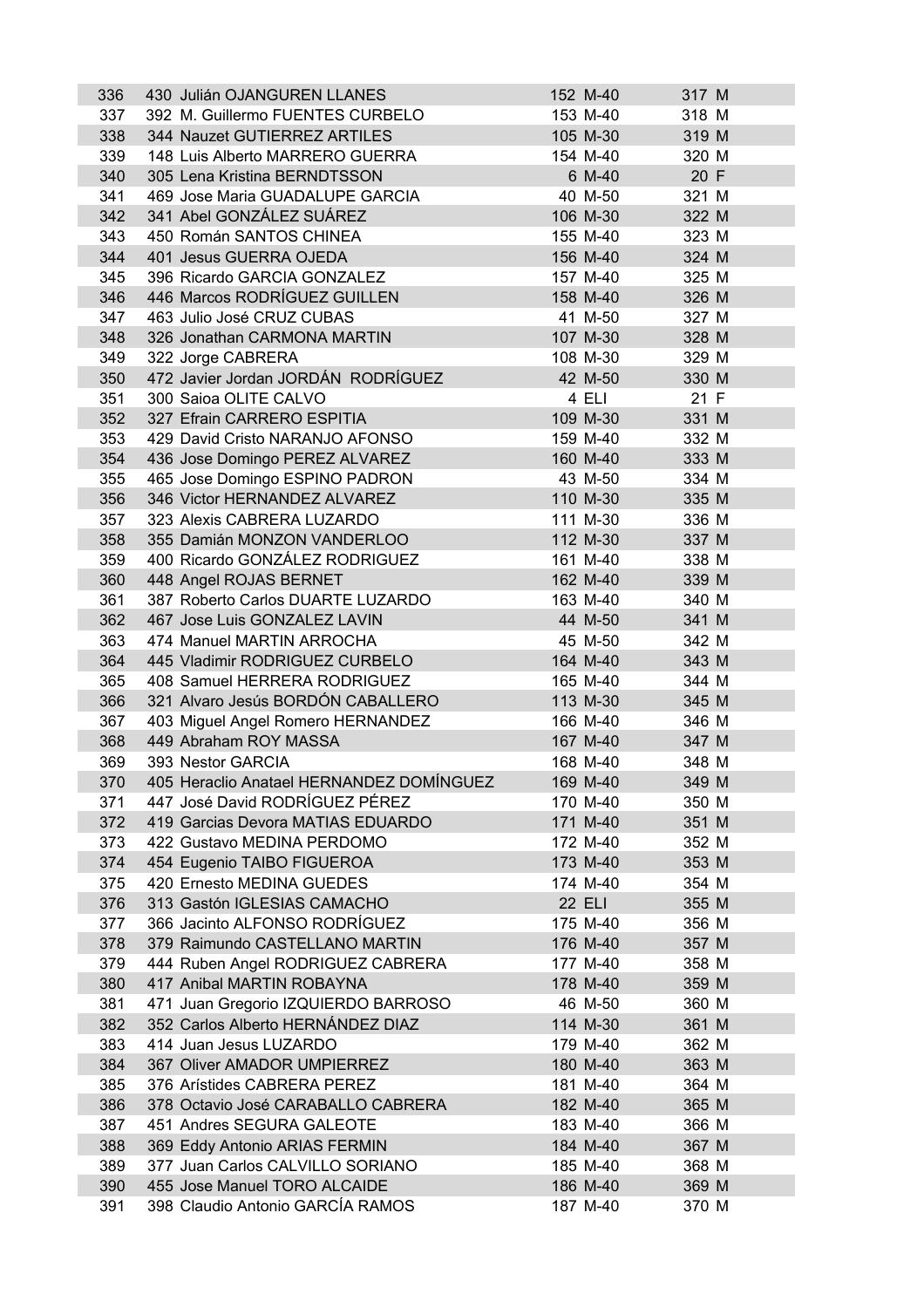| | | | | | | |
|---|---|---|---|---|---|---|
| 336 | 430 | Julián OJANGUREN LLANES | 152 | M-40 | 317 | M |
| 337 | 392 | M. Guillermo FUENTES CURBELO | 153 | M-40 | 318 | M |
| 338 | 344 | Nauzet GUTIERREZ ARTILES | 105 | M-30 | 319 | M |
| 339 | 148 | Luis Alberto MARRERO GUERRA | 154 | M-40 | 320 | M |
| 340 | 305 | Lena Kristina BERNDTSSON | 6 | M-40 | 20 | F |
| 341 | 469 | Jose Maria GUADALUPE GARCIA | 40 | M-50 | 321 | M |
| 342 | 341 | Abel GONZÁLEZ SUÁREZ | 106 | M-30 | 322 | M |
| 343 | 450 | Román SANTOS CHINEA | 155 | M-40 | 323 | M |
| 344 | 401 | Jesus GUERRA OJEDA | 156 | M-40 | 324 | M |
| 345 | 396 | Ricardo GARCIA GONZALEZ | 157 | M-40 | 325 | M |
| 346 | 446 | Marcos RODRÍGUEZ GUILLEN | 158 | M-40 | 326 | M |
| 347 | 463 | Julio José CRUZ CUBAS | 41 | M-50 | 327 | M |
| 348 | 326 | Jonathan CARMONA MARTIN | 107 | M-30 | 328 | M |
| 349 | 322 | Jorge CABRERA | 108 | M-30 | 329 | M |
| 350 | 472 | Javier Jordan JORDÁN RODRÍGUEZ | 42 | M-50 | 330 | M |
| 351 | 300 | Saioa OLITE CALVO | 4 | ELI | 21 | F |
| 352 | 327 | Efrain CARRERO ESPITIA | 109 | M-30 | 331 | M |
| 353 | 429 | David Cristo NARANJO AFONSO | 159 | M-40 | 332 | M |
| 354 | 436 | Jose Domingo PEREZ ALVAREZ | 160 | M-40 | 333 | M |
| 355 | 465 | Jose Domingo ESPINO PADRON | 43 | M-50 | 334 | M |
| 356 | 346 | Victor HERNANDEZ ALVAREZ | 110 | M-30 | 335 | M |
| 357 | 323 | Alexis CABRERA LUZARDO | 111 | M-30 | 336 | M |
| 358 | 355 | Damián MONZON VANDERLOO | 112 | M-30 | 337 | M |
| 359 | 400 | Ricardo GONZÁLEZ RODRIGUEZ | 161 | M-40 | 338 | M |
| 360 | 448 | Angel ROJAS BERNET | 162 | M-40 | 339 | M |
| 361 | 387 | Roberto Carlos DUARTE LUZARDO | 163 | M-40 | 340 | M |
| 362 | 467 | Jose Luis GONZALEZ LAVIN | 44 | M-50 | 341 | M |
| 363 | 474 | Manuel MARTIN ARROCHA | 45 | M-50 | 342 | M |
| 364 | 445 | Vladimir RODRIGUEZ CURBELO | 164 | M-40 | 343 | M |
| 365 | 408 | Samuel HERRERA RODRIGUEZ | 165 | M-40 | 344 | M |
| 366 | 321 | Alvaro Jesús BORDÓN CABALLERO | 113 | M-30 | 345 | M |
| 367 | 403 | Miguel Angel Romero HERNANDEZ | 166 | M-40 | 346 | M |
| 368 | 449 | Abraham ROY MASSA | 167 | M-40 | 347 | M |
| 369 | 393 | Nestor GARCIA | 168 | M-40 | 348 | M |
| 370 | 405 | Heraclio Anatael HERNANDEZ DOMÍNGUEZ | 169 | M-40 | 349 | M |
| 371 | 447 | José David RODRÍGUEZ PÉREZ | 170 | M-40 | 350 | M |
| 372 | 419 | Garcias Devora MATIAS EDUARDO | 171 | M-40 | 351 | M |
| 373 | 422 | Gustavo MEDINA PERDOMO | 172 | M-40 | 352 | M |
| 374 | 454 | Eugenio TAIBO FIGUEROA | 173 | M-40 | 353 | M |
| 375 | 420 | Ernesto MEDINA GUEDES | 174 | M-40 | 354 | M |
| 376 | 313 | Gastón IGLESIAS CAMACHO | 22 | ELI | 355 | M |
| 377 | 366 | Jacinto ALFONSO RODRÍGUEZ | 175 | M-40 | 356 | M |
| 378 | 379 | Raimundo CASTELLANO MARTIN | 176 | M-40 | 357 | M |
| 379 | 444 | Ruben Angel RODRIGUEZ CABRERA | 177 | M-40 | 358 | M |
| 380 | 417 | Anibal MARTIN ROBAYNA | 178 | M-40 | 359 | M |
| 381 | 471 | Juan Gregorio IZQUIERDO BARROSO | 46 | M-50 | 360 | M |
| 382 | 352 | Carlos Alberto HERNÁNDEZ DIAZ | 114 | M-30 | 361 | M |
| 383 | 414 | Juan Jesus LUZARDO | 179 | M-40 | 362 | M |
| 384 | 367 | Oliver AMADOR UMPIERREZ | 180 | M-40 | 363 | M |
| 385 | 376 | Arístides CABRERA PEREZ | 181 | M-40 | 364 | M |
| 386 | 378 | Octavio José CARABALLO CABRERA | 182 | M-40 | 365 | M |
| 387 | 451 | Andres SEGURA GALEOTE | 183 | M-40 | 366 | M |
| 388 | 369 | Eddy Antonio ARIAS FERMIN | 184 | M-40 | 367 | M |
| 389 | 377 | Juan Carlos CALVILLO SORIANO | 185 | M-40 | 368 | M |
| 390 | 455 | Jose Manuel TORO ALCAIDE | 186 | M-40 | 369 | M |
| 391 | 398 | Claudio Antonio GARCÍA RAMOS | 187 | M-40 | 370 | M |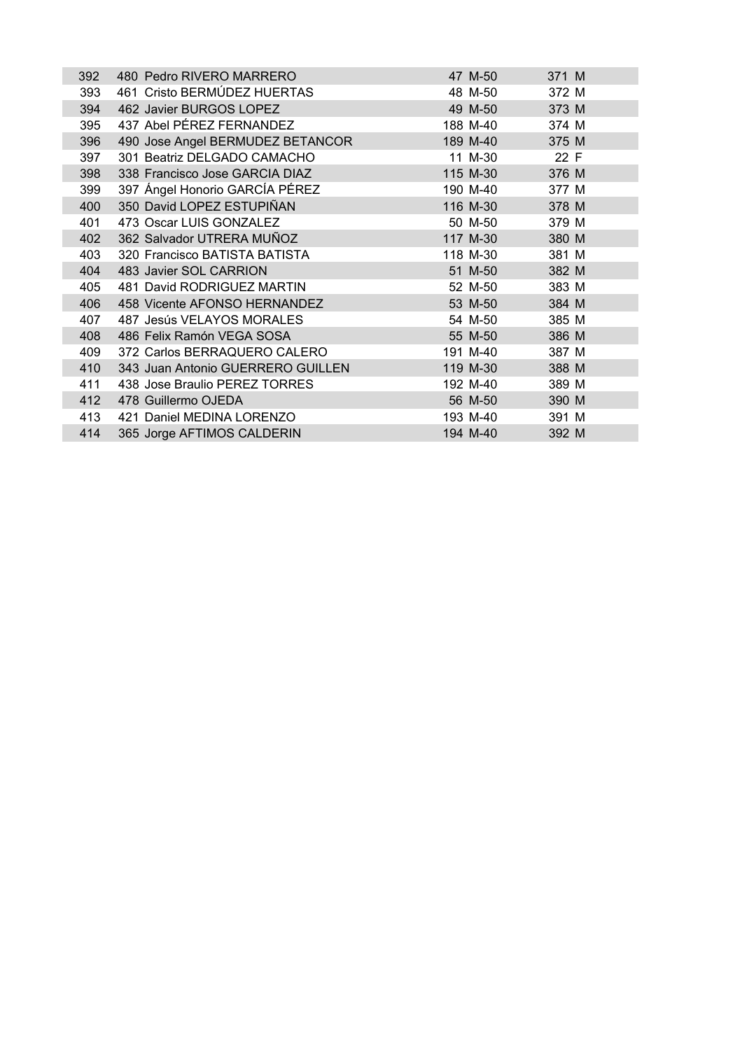| | | | | | | |
|---|---|---|---|---|---|---|
| 392 | 480 | Pedro RIVERO MARRERO | 47 | M-50 | 371 | M |
| 393 | 461 | Cristo BERMÚDEZ HUERTAS | 48 | M-50 | 372 | M |
| 394 | 462 | Javier BURGOS LOPEZ | 49 | M-50 | 373 | M |
| 395 | 437 | Abel PÉREZ FERNANDEZ | 188 | M-40 | 374 | M |
| 396 | 490 | Jose Angel BERMUDEZ BETANCOR | 189 | M-40 | 375 | M |
| 397 | 301 | Beatriz DELGADO CAMACHO | 11 | M-30 | 22 | F |
| 398 | 338 | Francisco Jose GARCIA DIAZ | 115 | M-30 | 376 | M |
| 399 | 397 | Ángel Honorio GARCÍA PÉREZ | 190 | M-40 | 377 | M |
| 400 | 350 | David LOPEZ ESTUPIÑAN | 116 | M-30 | 378 | M |
| 401 | 473 | Oscar LUIS GONZALEZ | 50 | M-50 | 379 | M |
| 402 | 362 | Salvador UTRERA MUÑOZ | 117 | M-30 | 380 | M |
| 403 | 320 | Francisco BATISTA BATISTA | 118 | M-30 | 381 | M |
| 404 | 483 | Javier SOL CARRION | 51 | M-50 | 382 | M |
| 405 | 481 | David RODRIGUEZ MARTIN | 52 | M-50 | 383 | M |
| 406 | 458 | Vicente AFONSO HERNANDEZ | 53 | M-50 | 384 | M |
| 407 | 487 | Jesús VELAYOS MORALES | 54 | M-50 | 385 | M |
| 408 | 486 | Felix Ramón VEGA SOSA | 55 | M-50 | 386 | M |
| 409 | 372 | Carlos BERRAQUERO CALERO | 191 | M-40 | 387 | M |
| 410 | 343 | Juan Antonio GUERRERO GUILLEN | 119 | M-30 | 388 | M |
| 411 | 438 | Jose Braulio PEREZ TORRES | 192 | M-40 | 389 | M |
| 412 | 478 | Guillermo OJEDA | 56 | M-50 | 390 | M |
| 413 | 421 | Daniel MEDINA LORENZO | 193 | M-40 | 391 | M |
| 414 | 365 | Jorge AFTIMOS CALDERIN | 194 | M-40 | 392 | M |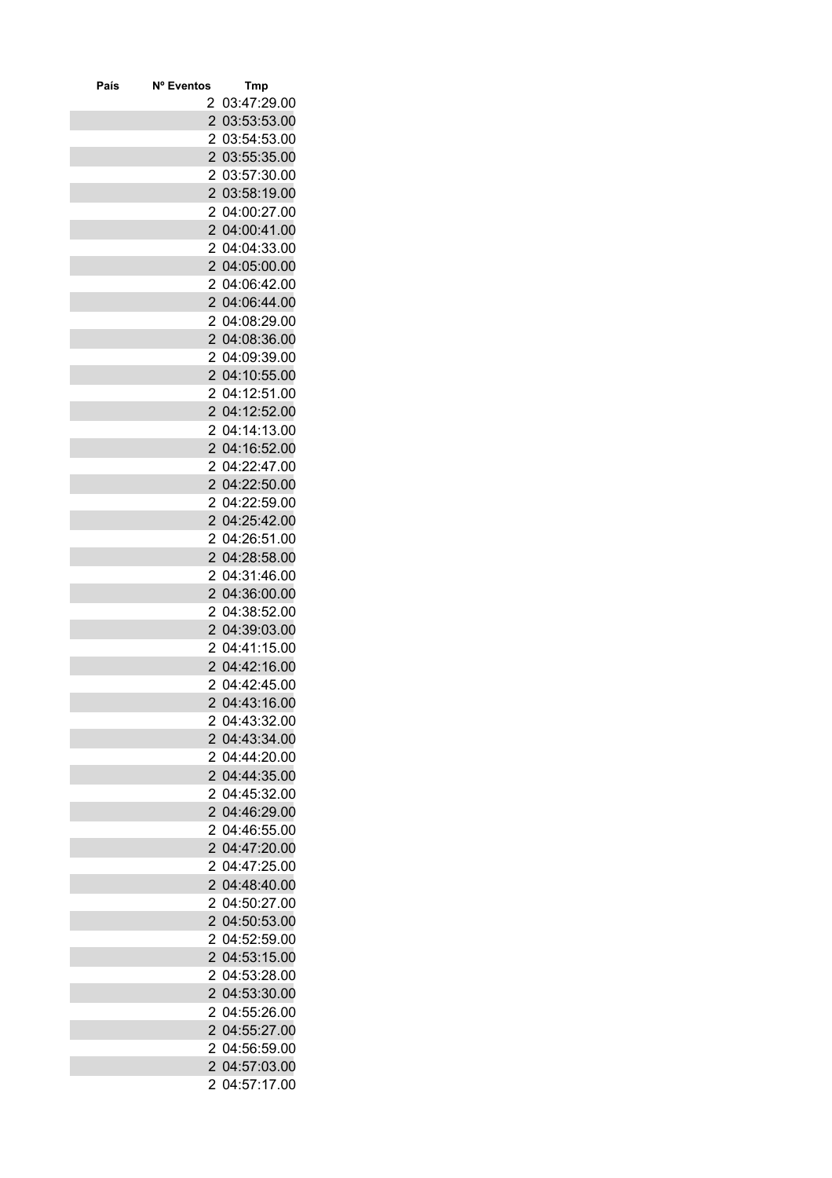| País | Nº Eventos | Tmp |
|---|---|---|
| | 2 | 03:47:29.00 |
| | 2 | 03:53:53.00 |
| | 2 | 03:54:53.00 |
| | 2 | 03:55:35.00 |
| | 2 | 03:57:30.00 |
| | 2 | 03:58:19.00 |
| | 2 | 04:00:27.00 |
| | 2 | 04:00:41.00 |
| | 2 | 04:04:33.00 |
| | 2 | 04:05:00.00 |
| | 2 | 04:06:42.00 |
| | 2 | 04:06:44.00 |
| | 2 | 04:08:29.00 |
| | 2 | 04:08:36.00 |
| | 2 | 04:09:39.00 |
| | 2 | 04:10:55.00 |
| | 2 | 04:12:51.00 |
| | 2 | 04:12:52.00 |
| | 2 | 04:14:13.00 |
| | 2 | 04:16:52.00 |
| | 2 | 04:22:47.00 |
| | 2 | 04:22:50.00 |
| | 2 | 04:22:59.00 |
| | 2 | 04:25:42.00 |
| | 2 | 04:26:51.00 |
| | 2 | 04:28:58.00 |
| | 2 | 04:31:46.00 |
| | 2 | 04:36:00.00 |
| | 2 | 04:38:52.00 |
| | 2 | 04:39:03.00 |
| | 2 | 04:41:15.00 |
| | 2 | 04:42:16.00 |
| | 2 | 04:42:45.00 |
| | 2 | 04:43:16.00 |
| | 2 | 04:43:32.00 |
| | 2 | 04:43:34.00 |
| | 2 | 04:44:20.00 |
| | 2 | 04:44:35.00 |
| | 2 | 04:45:32.00 |
| | 2 | 04:46:29.00 |
| | 2 | 04:46:55.00 |
| | 2 | 04:47:20.00 |
| | 2 | 04:47:25.00 |
| | 2 | 04:48:40.00 |
| | 2 | 04:50:27.00 |
| | 2 | 04:50:53.00 |
| | 2 | 04:52:59.00 |
| | 2 | 04:53:15.00 |
| | 2 | 04:53:28.00 |
| | 2 | 04:53:30.00 |
| | 2 | 04:55:26.00 |
| | 2 | 04:55:27.00 |
| | 2 | 04:56:59.00 |
| | 2 | 04:57:03.00 |
| | 2 | 04:57:17.00 |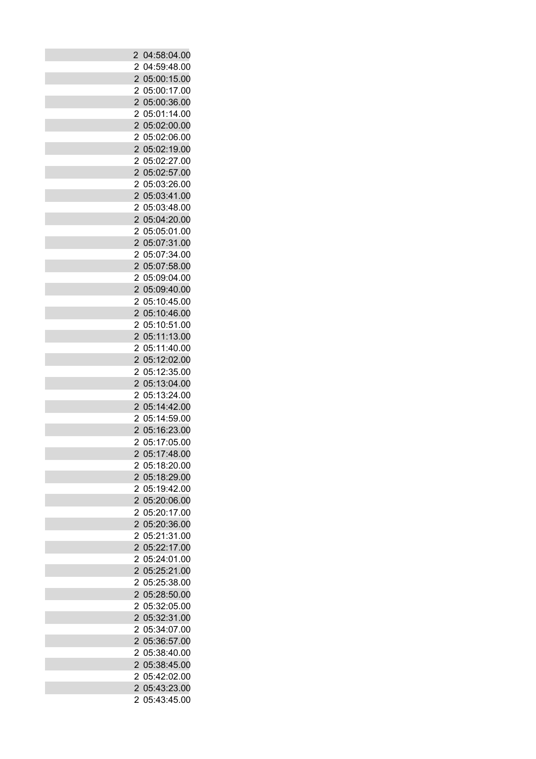| | |
|---|---|
| 2 | 04:58:04.00 |
| 2 | 04:59:48.00 |
| 2 | 05:00:15.00 |
| 2 | 05:00:17.00 |
| 2 | 05:00:36.00 |
| 2 | 05:01:14.00 |
| 2 | 05:02:00.00 |
| 2 | 05:02:06.00 |
| 2 | 05:02:19.00 |
| 2 | 05:02:27.00 |
| 2 | 05:02:57.00 |
| 2 | 05:03:26.00 |
| 2 | 05:03:41.00 |
| 2 | 05:03:48.00 |
| 2 | 05:04:20.00 |
| 2 | 05:05:01.00 |
| 2 | 05:07:31.00 |
| 2 | 05:07:34.00 |
| 2 | 05:07:58.00 |
| 2 | 05:09:04.00 |
| 2 | 05:09:40.00 |
| 2 | 05:10:45.00 |
| 2 | 05:10:46.00 |
| 2 | 05:10:51.00 |
| 2 | 05:11:13.00 |
| 2 | 05:11:40.00 |
| 2 | 05:12:02.00 |
| 2 | 05:12:35.00 |
| 2 | 05:13:04.00 |
| 2 | 05:13:24.00 |
| 2 | 05:14:42.00 |
| 2 | 05:14:59.00 |
| 2 | 05:16:23.00 |
| 2 | 05:17:05.00 |
| 2 | 05:17:48.00 |
| 2 | 05:18:20.00 |
| 2 | 05:18:29.00 |
| 2 | 05:19:42.00 |
| 2 | 05:20:06.00 |
| 2 | 05:20:17.00 |
| 2 | 05:20:36.00 |
| 2 | 05:21:31.00 |
| 2 | 05:22:17.00 |
| 2 | 05:24:01.00 |
| 2 | 05:25:21.00 |
| 2 | 05:25:38.00 |
| 2 | 05:28:50.00 |
| 2 | 05:32:05.00 |
| 2 | 05:32:31.00 |
| 2 | 05:34:07.00 |
| 2 | 05:36:57.00 |
| 2 | 05:38:40.00 |
| 2 | 05:38:45.00 |
| 2 | 05:42:02.00 |
| 2 | 05:43:23.00 |
| 2 | 05:43:45.00 |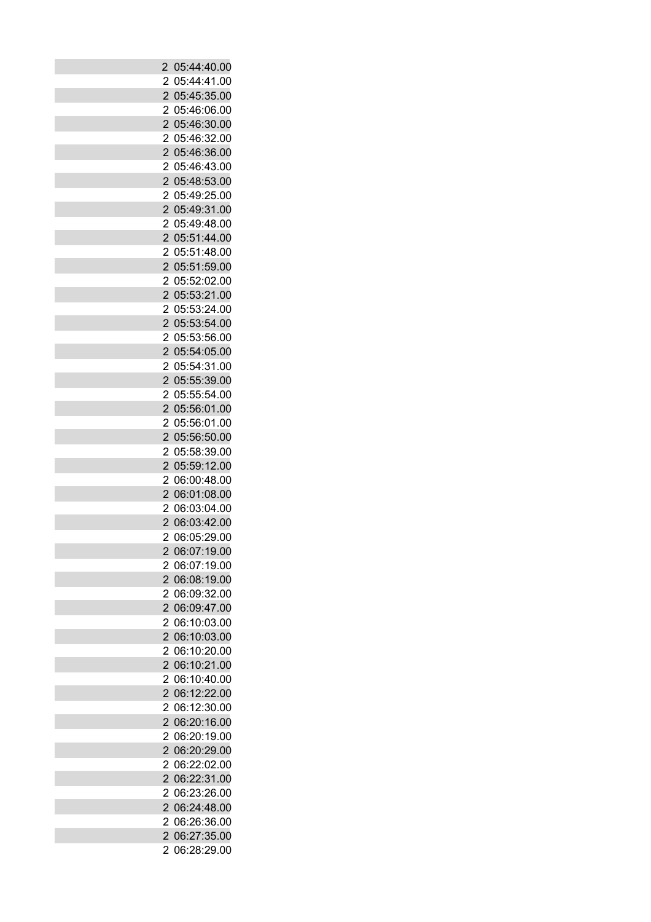| | |
|---|---|
| 2 | 05:44:40.00 |
| 2 | 05:44:41.00 |
| 2 | 05:45:35.00 |
| 2 | 05:46:06.00 |
| 2 | 05:46:30.00 |
| 2 | 05:46:32.00 |
| 2 | 05:46:36.00 |
| 2 | 05:46:43.00 |
| 2 | 05:48:53.00 |
| 2 | 05:49:25.00 |
| 2 | 05:49:31.00 |
| 2 | 05:49:48.00 |
| 2 | 05:51:44.00 |
| 2 | 05:51:48.00 |
| 2 | 05:51:59.00 |
| 2 | 05:52:02.00 |
| 2 | 05:53:21.00 |
| 2 | 05:53:24.00 |
| 2 | 05:53:54.00 |
| 2 | 05:53:56.00 |
| 2 | 05:54:05.00 |
| 2 | 05:54:31.00 |
| 2 | 05:55:39.00 |
| 2 | 05:55:54.00 |
| 2 | 05:56:01.00 |
| 2 | 05:56:01.00 |
| 2 | 05:56:50.00 |
| 2 | 05:58:39.00 |
| 2 | 05:59:12.00 |
| 2 | 06:00:48.00 |
| 2 | 06:01:08.00 |
| 2 | 06:03:04.00 |
| 2 | 06:03:42.00 |
| 2 | 06:05:29.00 |
| 2 | 06:07:19.00 |
| 2 | 06:07:19.00 |
| 2 | 06:08:19.00 |
| 2 | 06:09:32.00 |
| 2 | 06:09:47.00 |
| 2 | 06:10:03.00 |
| 2 | 06:10:03.00 |
| 2 | 06:10:20.00 |
| 2 | 06:10:21.00 |
| 2 | 06:10:40.00 |
| 2 | 06:12:22.00 |
| 2 | 06:12:30.00 |
| 2 | 06:20:16.00 |
| 2 | 06:20:19.00 |
| 2 | 06:20:29.00 |
| 2 | 06:22:02.00 |
| 2 | 06:22:31.00 |
| 2 | 06:23:26.00 |
| 2 | 06:24:48.00 |
| 2 | 06:26:36.00 |
| 2 | 06:27:35.00 |
| 2 | 06:28:29.00 |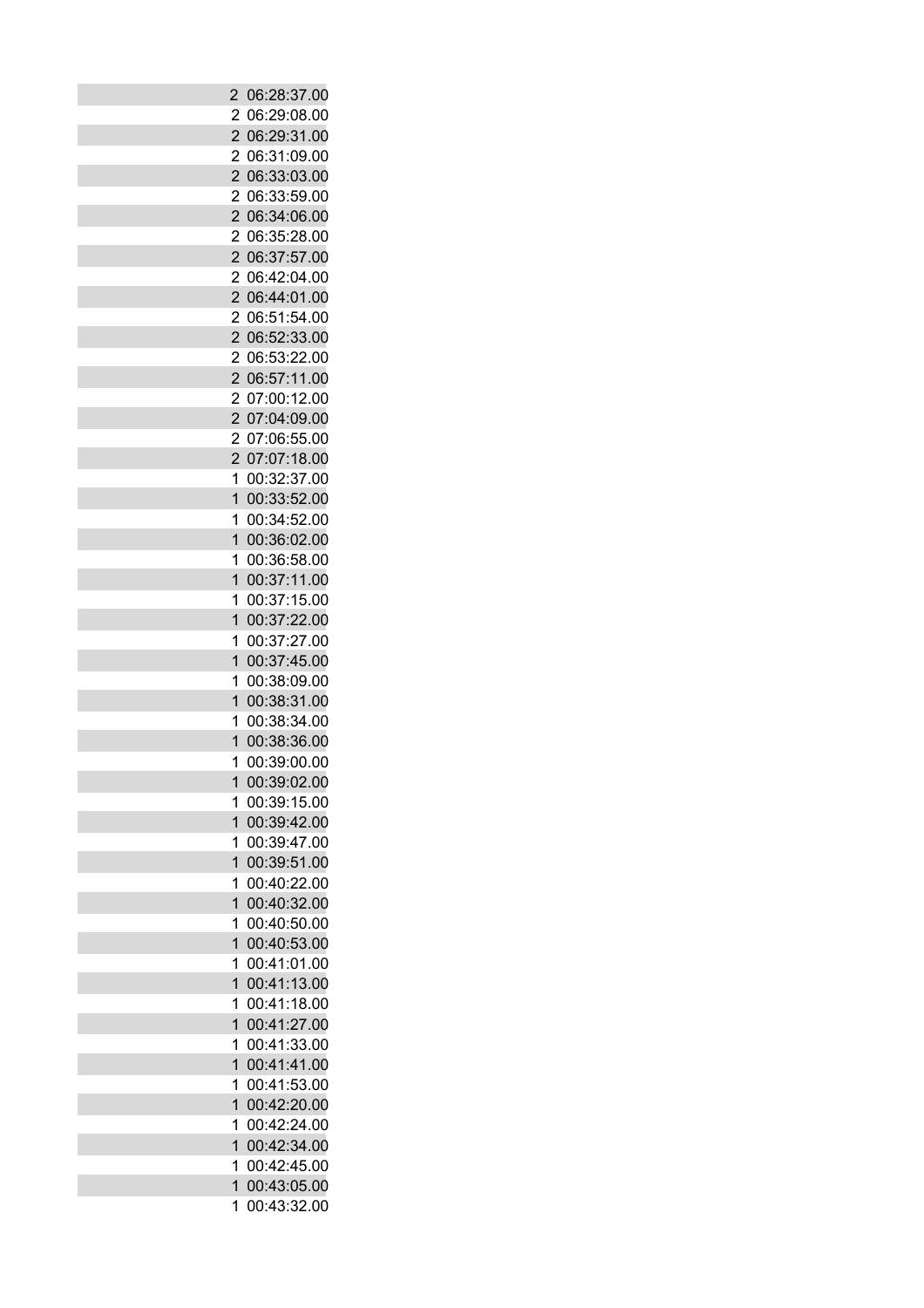| | |
|---|---|
| 2 | 06:28:37.00 |
| 2 | 06:29:08.00 |
| 2 | 06:29:31.00 |
| 2 | 06:31:09.00 |
| 2 | 06:33:03.00 |
| 2 | 06:33:59.00 |
| 2 | 06:34:06.00 |
| 2 | 06:35:28.00 |
| 2 | 06:37:57.00 |
| 2 | 06:42:04.00 |
| 2 | 06:44:01.00 |
| 2 | 06:51:54.00 |
| 2 | 06:52:33.00 |
| 2 | 06:53:22.00 |
| 2 | 06:57:11.00 |
| 2 | 07:00:12.00 |
| 2 | 07:04:09.00 |
| 2 | 07:06:55.00 |
| 2 | 07:07:18.00 |
| 1 | 00:32:37.00 |
| 1 | 00:33:52.00 |
| 1 | 00:34:52.00 |
| 1 | 00:36:02.00 |
| 1 | 00:36:58.00 |
| 1 | 00:37:11.00 |
| 1 | 00:37:15.00 |
| 1 | 00:37:22.00 |
| 1 | 00:37:27.00 |
| 1 | 00:37:45.00 |
| 1 | 00:38:09.00 |
| 1 | 00:38:31.00 |
| 1 | 00:38:34.00 |
| 1 | 00:38:36.00 |
| 1 | 00:39:00.00 |
| 1 | 00:39:02.00 |
| 1 | 00:39:15.00 |
| 1 | 00:39:42.00 |
| 1 | 00:39:47.00 |
| 1 | 00:39:51.00 |
| 1 | 00:40:22.00 |
| 1 | 00:40:32.00 |
| 1 | 00:40:50.00 |
| 1 | 00:40:53.00 |
| 1 | 00:41:01.00 |
| 1 | 00:41:13.00 |
| 1 | 00:41:18.00 |
| 1 | 00:41:27.00 |
| 1 | 00:41:33.00 |
| 1 | 00:41:41.00 |
| 1 | 00:41:53.00 |
| 1 | 00:42:20.00 |
| 1 | 00:42:24.00 |
| 1 | 00:42:34.00 |
| 1 | 00:42:45.00 |
| 1 | 00:43:05.00 |
| 1 | 00:43:32.00 |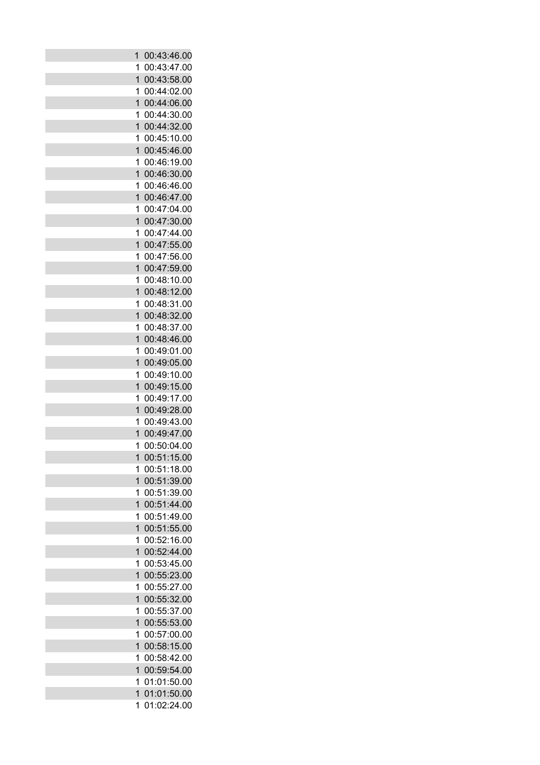| | |
|---|---|
| 1 | 00:43:46.00 |
| 1 | 00:43:47.00 |
| 1 | 00:43:58.00 |
| 1 | 00:44:02.00 |
| 1 | 00:44:06.00 |
| 1 | 00:44:30.00 |
| 1 | 00:44:32.00 |
| 1 | 00:45:10.00 |
| 1 | 00:45:46.00 |
| 1 | 00:46:19.00 |
| 1 | 00:46:30.00 |
| 1 | 00:46:46.00 |
| 1 | 00:46:47.00 |
| 1 | 00:47:04.00 |
| 1 | 00:47:30.00 |
| 1 | 00:47:44.00 |
| 1 | 00:47:55.00 |
| 1 | 00:47:56.00 |
| 1 | 00:47:59.00 |
| 1 | 00:48:10.00 |
| 1 | 00:48:12.00 |
| 1 | 00:48:31.00 |
| 1 | 00:48:32.00 |
| 1 | 00:48:37.00 |
| 1 | 00:48:46.00 |
| 1 | 00:49:01.00 |
| 1 | 00:49:05.00 |
| 1 | 00:49:10.00 |
| 1 | 00:49:15.00 |
| 1 | 00:49:17.00 |
| 1 | 00:49:28.00 |
| 1 | 00:49:43.00 |
| 1 | 00:49:47.00 |
| 1 | 00:50:04.00 |
| 1 | 00:51:15.00 |
| 1 | 00:51:18.00 |
| 1 | 00:51:39.00 |
| 1 | 00:51:39.00 |
| 1 | 00:51:44.00 |
| 1 | 00:51:49.00 |
| 1 | 00:51:55.00 |
| 1 | 00:52:16.00 |
| 1 | 00:52:44.00 |
| 1 | 00:53:45.00 |
| 1 | 00:55:23.00 |
| 1 | 00:55:27.00 |
| 1 | 00:55:32.00 |
| 1 | 00:55:37.00 |
| 1 | 00:55:53.00 |
| 1 | 00:57:00.00 |
| 1 | 00:58:15.00 |
| 1 | 00:58:42.00 |
| 1 | 00:59:54.00 |
| 1 | 01:01:50.00 |
| 1 | 01:01:50.00 |
| 1 | 01:02:24.00 |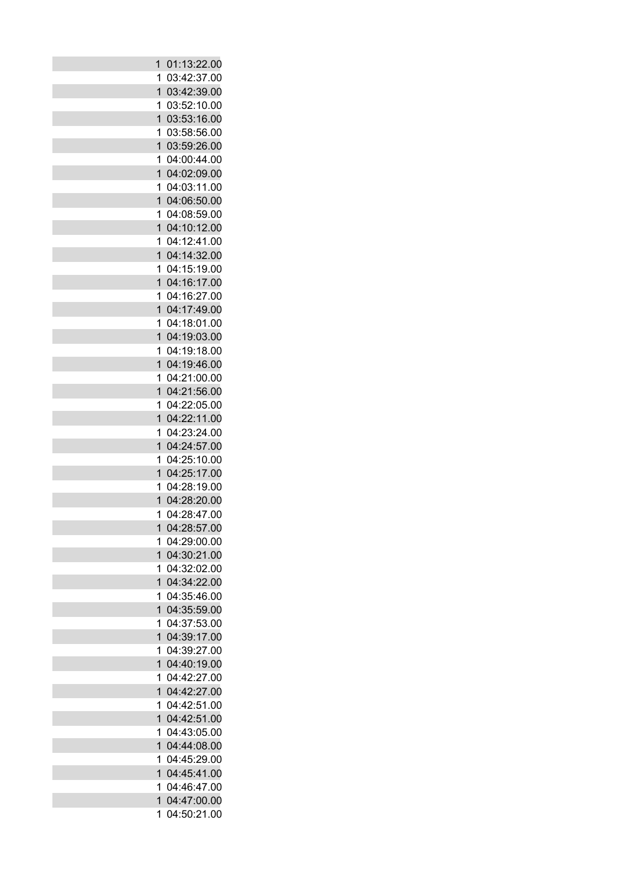| | |
|---|---|
| 1 | 01:13:22.00 |
| 1 | 03:42:37.00 |
| 1 | 03:42:39.00 |
| 1 | 03:52:10.00 |
| 1 | 03:53:16.00 |
| 1 | 03:58:56.00 |
| 1 | 03:59:26.00 |
| 1 | 04:00:44.00 |
| 1 | 04:02:09.00 |
| 1 | 04:03:11.00 |
| 1 | 04:06:50.00 |
| 1 | 04:08:59.00 |
| 1 | 04:10:12.00 |
| 1 | 04:12:41.00 |
| 1 | 04:14:32.00 |
| 1 | 04:15:19.00 |
| 1 | 04:16:17.00 |
| 1 | 04:16:27.00 |
| 1 | 04:17:49.00 |
| 1 | 04:18:01.00 |
| 1 | 04:19:03.00 |
| 1 | 04:19:18.00 |
| 1 | 04:19:46.00 |
| 1 | 04:21:00.00 |
| 1 | 04:21:56.00 |
| 1 | 04:22:05.00 |
| 1 | 04:22:11.00 |
| 1 | 04:23:24.00 |
| 1 | 04:24:57.00 |
| 1 | 04:25:10.00 |
| 1 | 04:25:17.00 |
| 1 | 04:28:19.00 |
| 1 | 04:28:20.00 |
| 1 | 04:28:47.00 |
| 1 | 04:28:57.00 |
| 1 | 04:29:00.00 |
| 1 | 04:30:21.00 |
| 1 | 04:32:02.00 |
| 1 | 04:34:22.00 |
| 1 | 04:35:46.00 |
| 1 | 04:35:59.00 |
| 1 | 04:37:53.00 |
| 1 | 04:39:17.00 |
| 1 | 04:39:27.00 |
| 1 | 04:40:19.00 |
| 1 | 04:42:27.00 |
| 1 | 04:42:27.00 |
| 1 | 04:42:51.00 |
| 1 | 04:42:51.00 |
| 1 | 04:43:05.00 |
| 1 | 04:44:08.00 |
| 1 | 04:45:29.00 |
| 1 | 04:45:41.00 |
| 1 | 04:46:47.00 |
| 1 | 04:47:00.00 |
| 1 | 04:50:21.00 |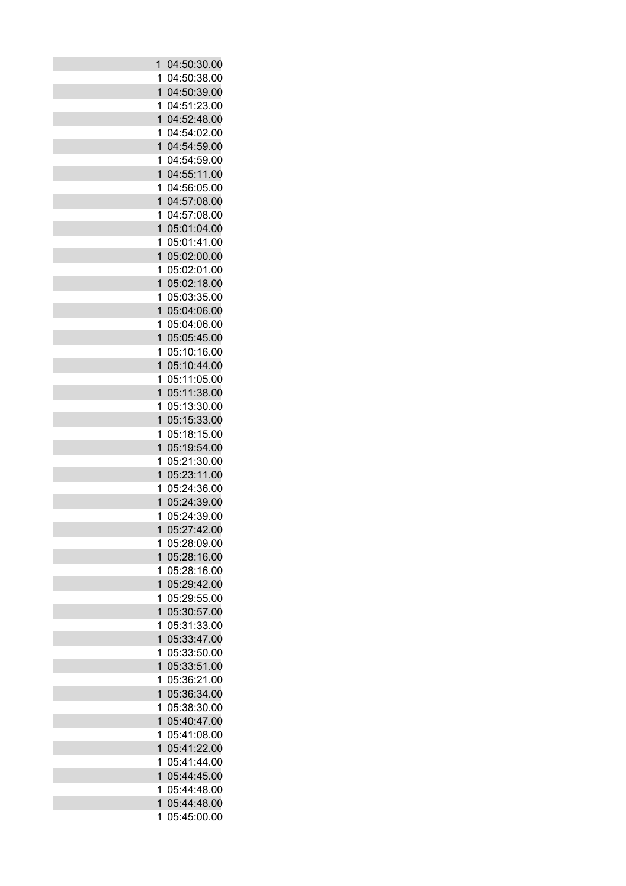| | |
|---|---|
| 1 | 04:50:30.00 |
| 1 | 04:50:38.00 |
| 1 | 04:50:39.00 |
| 1 | 04:51:23.00 |
| 1 | 04:52:48.00 |
| 1 | 04:54:02.00 |
| 1 | 04:54:59.00 |
| 1 | 04:54:59.00 |
| 1 | 04:55:11.00 |
| 1 | 04:56:05.00 |
| 1 | 04:57:08.00 |
| 1 | 04:57:08.00 |
| 1 | 05:01:04.00 |
| 1 | 05:01:41.00 |
| 1 | 05:02:00.00 |
| 1 | 05:02:01.00 |
| 1 | 05:02:18.00 |
| 1 | 05:03:35.00 |
| 1 | 05:04:06.00 |
| 1 | 05:04:06.00 |
| 1 | 05:05:45.00 |
| 1 | 05:10:16.00 |
| 1 | 05:10:44.00 |
| 1 | 05:11:05.00 |
| 1 | 05:11:38.00 |
| 1 | 05:13:30.00 |
| 1 | 05:15:33.00 |
| 1 | 05:18:15.00 |
| 1 | 05:19:54.00 |
| 1 | 05:21:30.00 |
| 1 | 05:23:11.00 |
| 1 | 05:24:36.00 |
| 1 | 05:24:39.00 |
| 1 | 05:24:39.00 |
| 1 | 05:27:42.00 |
| 1 | 05:28:09.00 |
| 1 | 05:28:16.00 |
| 1 | 05:28:16.00 |
| 1 | 05:29:42.00 |
| 1 | 05:29:55.00 |
| 1 | 05:30:57.00 |
| 1 | 05:31:33.00 |
| 1 | 05:33:47.00 |
| 1 | 05:33:50.00 |
| 1 | 05:33:51.00 |
| 1 | 05:36:21.00 |
| 1 | 05:36:34.00 |
| 1 | 05:38:30.00 |
| 1 | 05:40:47.00 |
| 1 | 05:41:08.00 |
| 1 | 05:41:22.00 |
| 1 | 05:41:44.00 |
| 1 | 05:44:45.00 |
| 1 | 05:44:48.00 |
| 1 | 05:44:48.00 |
| 1 | 05:45:00.00 |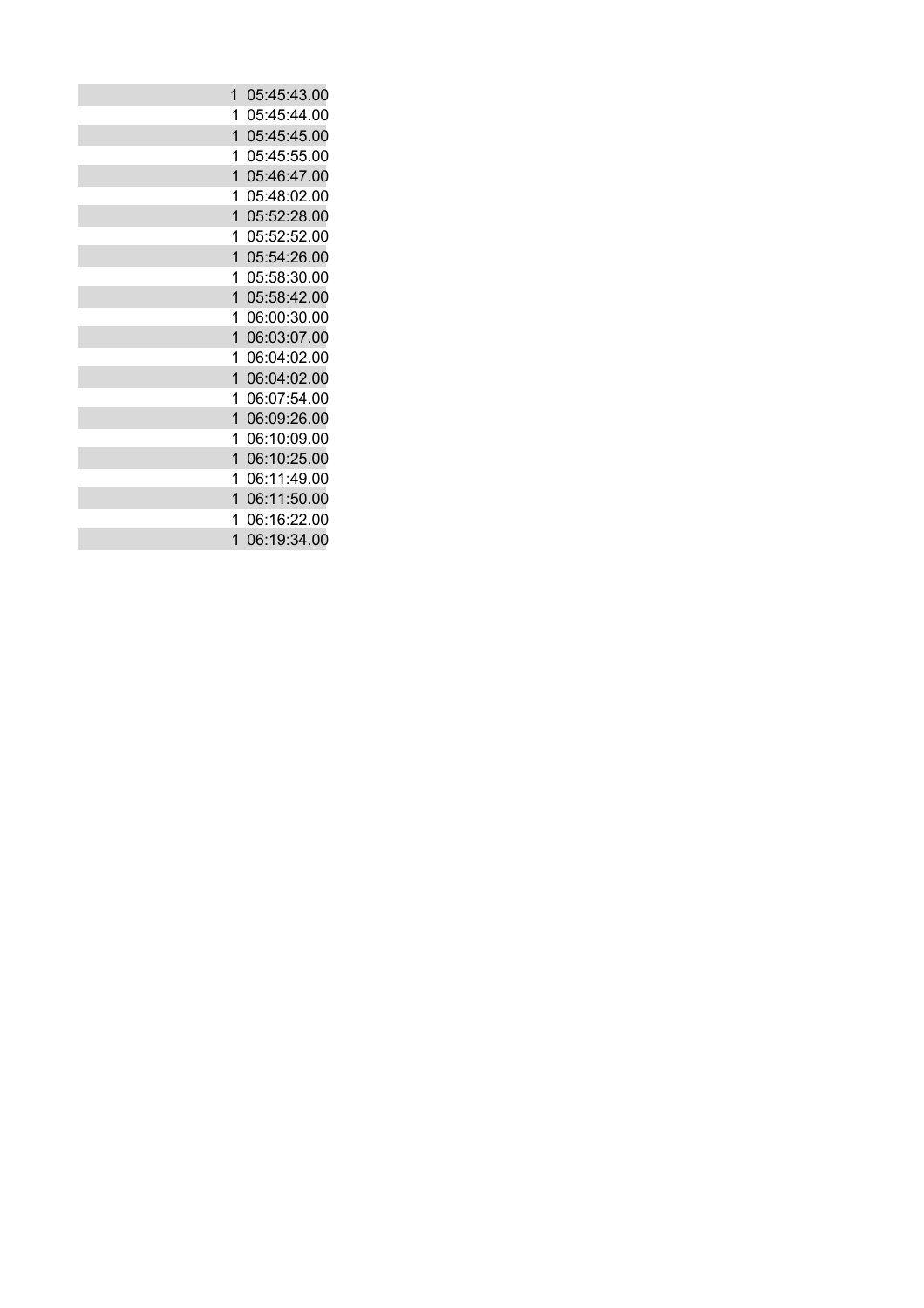| | |
|---|---|
| 1 | 05:45:43.00 |
| 1 | 05:45:44.00 |
| 1 | 05:45:45.00 |
| 1 | 05:45:55.00 |
| 1 | 05:46:47.00 |
| 1 | 05:48:02.00 |
| 1 | 05:52:28.00 |
| 1 | 05:52:52.00 |
| 1 | 05:54:26.00 |
| 1 | 05:58:30.00 |
| 1 | 05:58:42.00 |
| 1 | 06:00:30.00 |
| 1 | 06:03:07.00 |
| 1 | 06:04:02.00 |
| 1 | 06:04:02.00 |
| 1 | 06:07:54.00 |
| 1 | 06:09:26.00 |
| 1 | 06:10:09.00 |
| 1 | 06:10:25.00 |
| 1 | 06:11:49.00 |
| 1 | 06:11:50.00 |
| 1 | 06:16:22.00 |
| 1 | 06:19:34.00 |